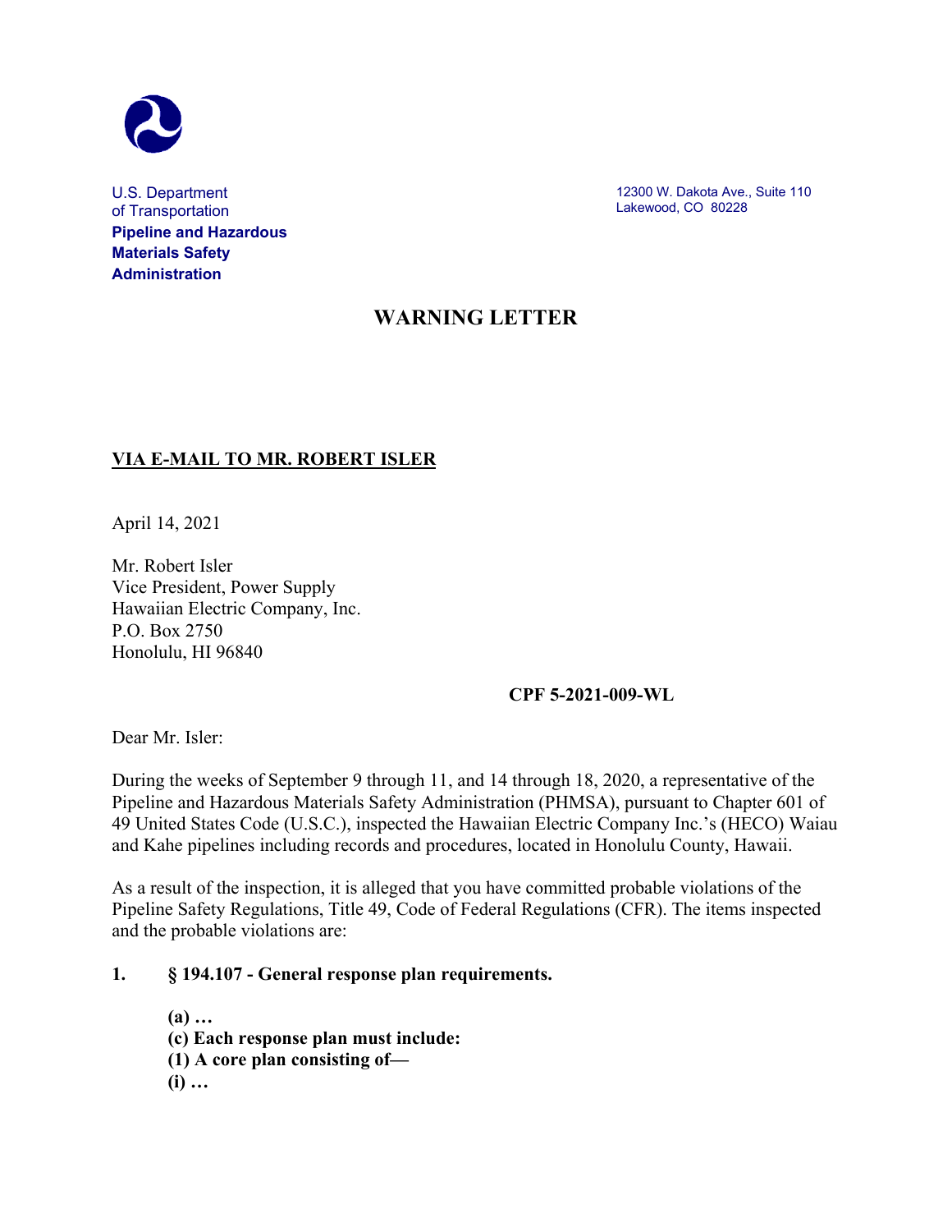U.S. Department of Transportation
**Pipeline and Hazardous Materials Safety Administration**

12300 W. Dakota Ave., Suite 110
Lakewood, CO 80228

# WARNING LETTER

**VIA E-MAIL TO MR. ROBERT ISLER**

April 14, 2021

Mr. Robert Isler
Vice President, Power Supply
Hawaiian Electric Company, Inc.
P.O. Box 2750
Honolulu, HI 96840

**CPF 5-2021-009-WL**

Dear Mr. Isler:

During the weeks of September 9 through 11, and 14 through 18, 2020, a representative of the Pipeline and Hazardous Materials Safety Administration (PHMSA), pursuant to Chapter 601 of 49 United States Code (U.S.C.), inspected the Hawaiian Electric Company Inc.'s (HECO) Waiau and Kahe pipelines including records and procedures, located in Honolulu County, Hawaii.

As a result of the inspection, it is alleged that you have committed probable violations of the Pipeline Safety Regulations, Title 49, Code of Federal Regulations (CFR). The items inspected and the probable violations are:

**1. § 194.107 - General response plan requirements.**

> **(a) …**
> **(c) Each response plan must include:**
> **(1) A core plan consisting of—**
> **(i) …**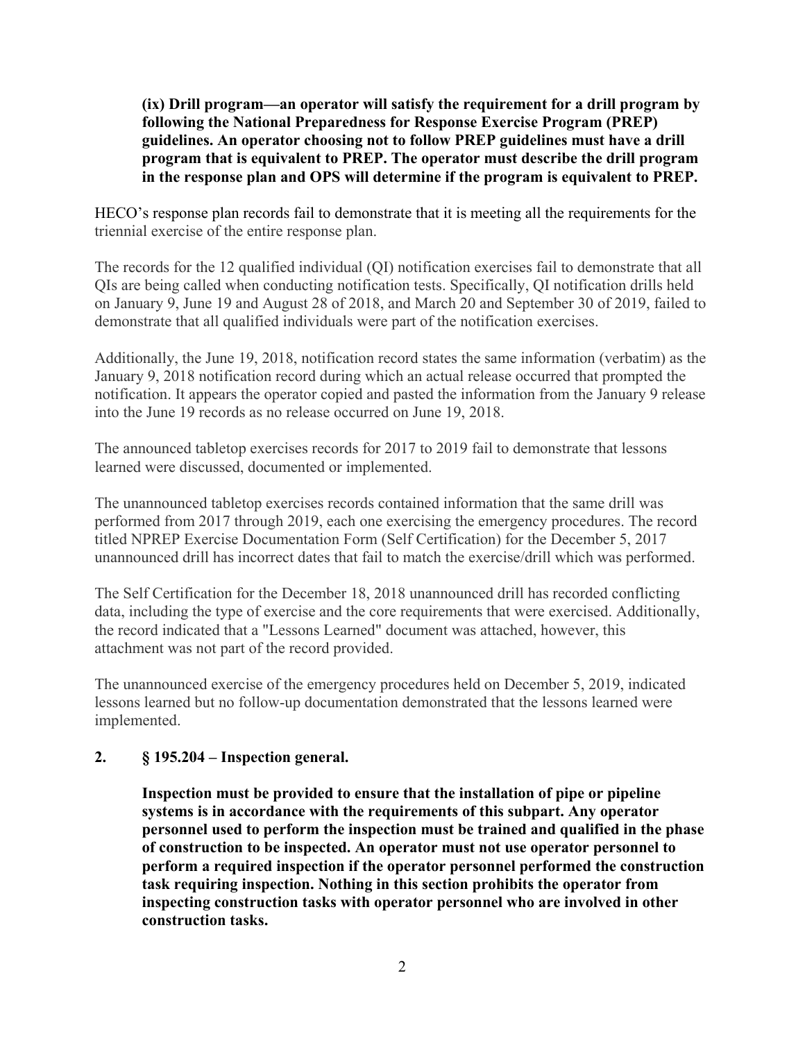**(ix) Drill program—an operator will satisfy the requirement for a drill program by following the National Preparedness for Response Exercise Program (PREP) guidelines. An operator choosing not to follow PREP guidelines must have a drill program that is equivalent to PREP. The operator must describe the drill program in the response plan and OPS will determine if the program is equivalent to PREP.**

HECO's response plan records fail to demonstrate that it is meeting all the requirements for the triennial exercise of the entire response plan.

The records for the 12 qualified individual (QI) notification exercises fail to demonstrate that all QIs are being called when conducting notification tests. Specifically, QI notification drills held on January 9, June 19 and August 28 of 2018, and March 20 and September 30 of 2019, failed to demonstrate that all qualified individuals were part of the notification exercises.

Additionally, the June 19, 2018, notification record states the same information (verbatim) as the January 9, 2018 notification record during which an actual release occurred that prompted the notification. It appears the operator copied and pasted the information from the January 9 release into the June 19 records as no release occurred on June 19, 2018.

The announced tabletop exercises records for 2017 to 2019 fail to demonstrate that lessons learned were discussed, documented or implemented.

The unannounced tabletop exercises records contained information that the same drill was performed from 2017 through 2019, each one exercising the emergency procedures. The record titled NPREP Exercise Documentation Form (Self Certification) for the December 5, 2017 unannounced drill has incorrect dates that fail to match the exercise/drill which was performed.

The Self Certification for the December 18, 2018 unannounced drill has recorded conflicting data, including the type of exercise and the core requirements that were exercised. Additionally, the record indicated that a "Lessons Learned" document was attached, however, this attachment was not part of the record provided.

The unannounced exercise of the emergency procedures held on December 5, 2019, indicated lessons learned but no follow-up documentation demonstrated that the lessons learned were implemented.

## 2. § 195.204 – Inspection general.

**Inspection must be provided to ensure that the installation of pipe or pipeline systems is in accordance with the requirements of this subpart. Any operator personnel used to perform the inspection must be trained and qualified in the phase of construction to be inspected. An operator must not use operator personnel to perform a required inspection if the operator personnel performed the construction task requiring inspection. Nothing in this section prohibits the operator from inspecting construction tasks with operator personnel who are involved in other construction tasks.**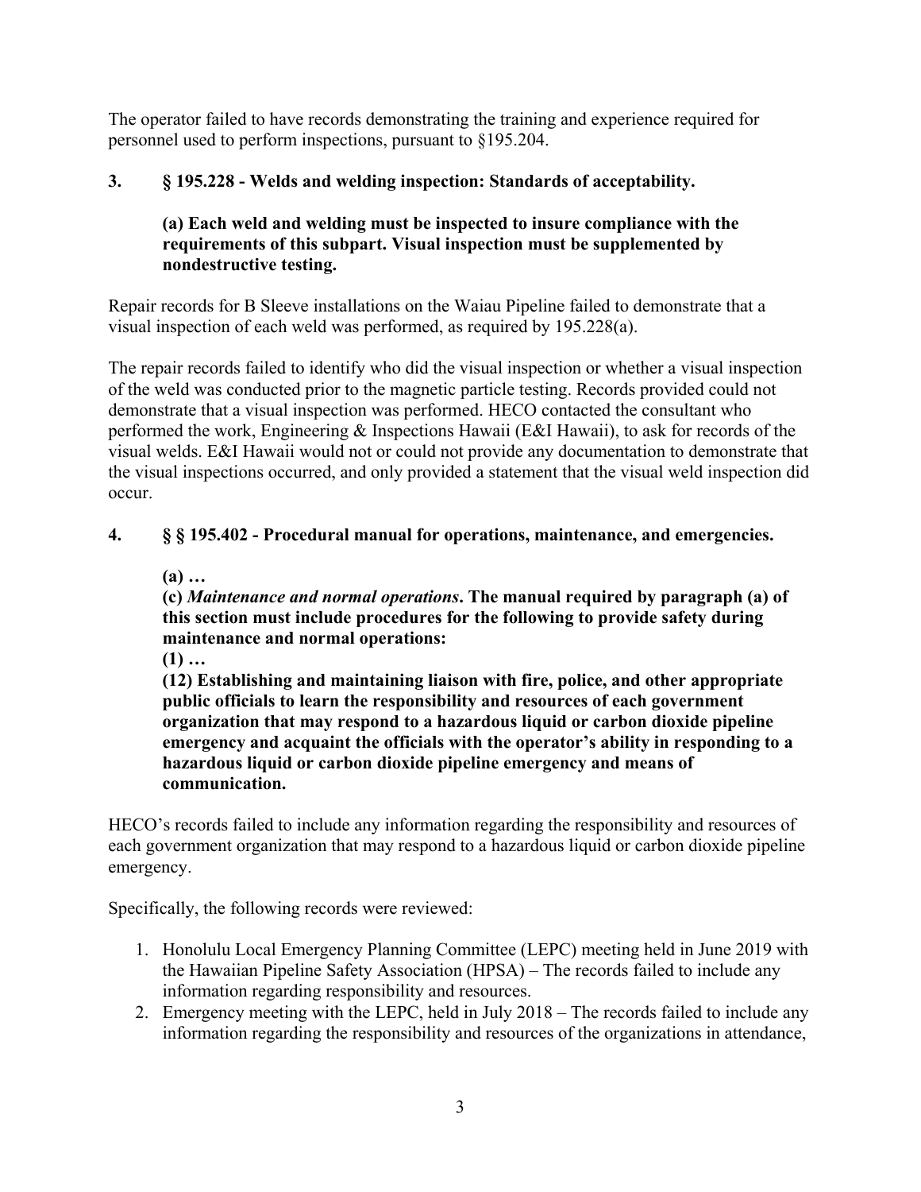The operator failed to have records demonstrating the training and experience required for personnel used to perform inspections, pursuant to §195.204.

**3. § 195.228 - Welds and welding inspection: Standards of acceptability.**

> **(a) Each weld and welding must be inspected to insure compliance with the requirements of this subpart. Visual inspection must be supplemented by nondestructive testing.**

Repair records for B Sleeve installations on the Waiau Pipeline failed to demonstrate that a visual inspection of each weld was performed, as required by 195.228(a).

The repair records failed to identify who did the visual inspection or whether a visual inspection of the weld was conducted prior to the magnetic particle testing. Records provided could not demonstrate that a visual inspection was performed. HECO contacted the consultant who performed the work, Engineering & Inspections Hawaii (E&I Hawaii), to ask for records of the visual welds. E&I Hawaii would not or could not provide any documentation to demonstrate that the visual inspections occurred, and only provided a statement that the visual weld inspection did occur.

**4. § § 195.402 - Procedural manual for operations, maintenance, and emergencies.**

> **(a) …**
> **(c) *Maintenance and normal operations*. The manual required by paragraph (a) of this section must include procedures for the following to provide safety during maintenance and normal operations:**
> **(1) …**
> **(12) Establishing and maintaining liaison with fire, police, and other appropriate public officials to learn the responsibility and resources of each government organization that may respond to a hazardous liquid or carbon dioxide pipeline emergency and acquaint the officials with the operator's ability in responding to a hazardous liquid or carbon dioxide pipeline emergency and means of communication.**

HECO's records failed to include any information regarding the responsibility and resources of each government organization that may respond to a hazardous liquid or carbon dioxide pipeline emergency.

Specifically, the following records were reviewed:

1. Honolulu Local Emergency Planning Committee (LEPC) meeting held in June 2019 with the Hawaiian Pipeline Safety Association (HPSA) – The records failed to include any information regarding responsibility and resources.
2. Emergency meeting with the LEPC, held in July 2018 – The records failed to include any information regarding the responsibility and resources of the organizations in attendance,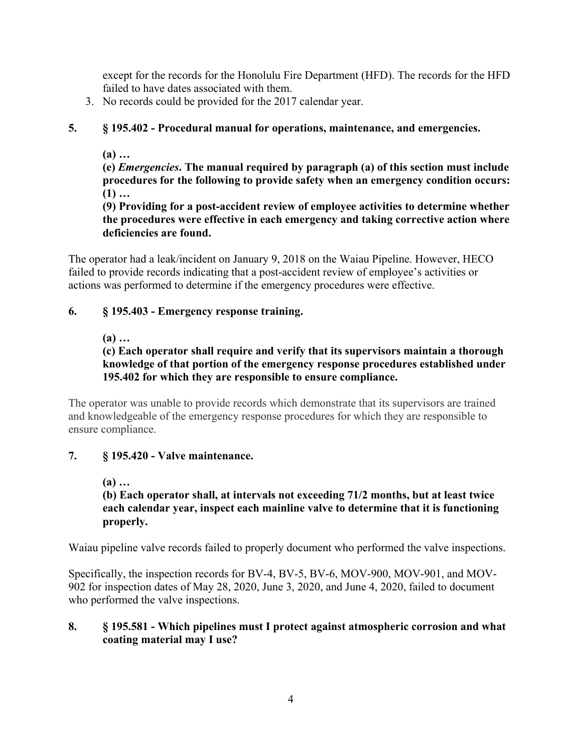except for the records for the Honolulu Fire Department (HFD). The records for the HFD failed to have dates associated with them.

3. No records could be provided for the 2017 calendar year.

**5. § 195.402 - Procedural manual for operations, maintenance, and emergencies.**

**(a) …**

**(e) *Emergencies*. The manual required by paragraph (a) of this section must include procedures for the following to provide safety when an emergency condition occurs:**

**(1) …**

**(9) Providing for a post-accident review of employee activities to determine whether the procedures were effective in each emergency and taking corrective action where deficiencies are found.**

The operator had a leak/incident on January 9, 2018 on the Waiau Pipeline. However, HECO failed to provide records indicating that a post-accident review of employee's activities or actions was performed to determine if the emergency procedures were effective.

**6. § 195.403 - Emergency response training.**

**(a) …**

**(c) Each operator shall require and verify that its supervisors maintain a thorough knowledge of that portion of the emergency response procedures established under 195.402 for which they are responsible to ensure compliance.**

The operator was unable to provide records which demonstrate that its supervisors are trained and knowledgeable of the emergency response procedures for which they are responsible to ensure compliance.

**7. § 195.420 - Valve maintenance.**

**(a) …**

**(b) Each operator shall, at intervals not exceeding 71/2 months, but at least twice each calendar year, inspect each mainline valve to determine that it is functioning properly.**

Waiau pipeline valve records failed to properly document who performed the valve inspections.

Specifically, the inspection records for BV-4, BV-5, BV-6, MOV-900, MOV-901, and MOV-902 for inspection dates of May 28, 2020, June 3, 2020, and June 4, 2020, failed to document who performed the valve inspections.

**8. § 195.581 - Which pipelines must I protect against atmospheric corrosion and what coating material may I use?**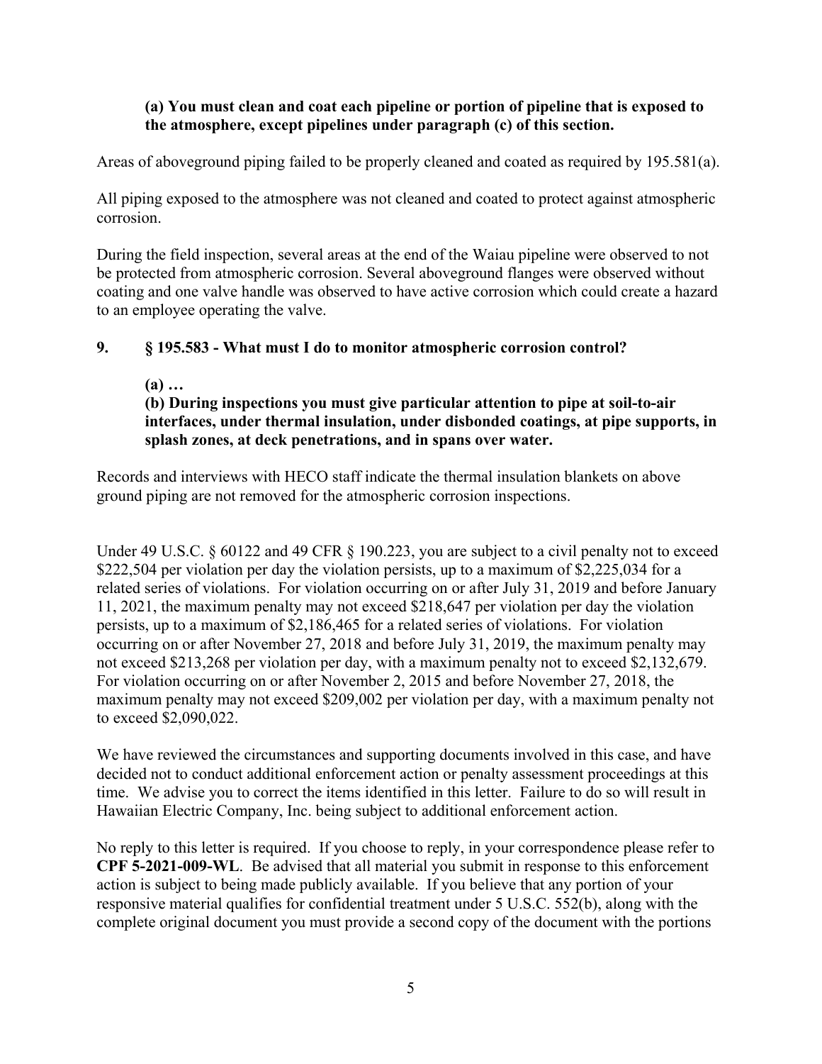**(a) You must clean and coat each pipeline or portion of pipeline that is exposed to the atmosphere, except pipelines under paragraph (c) of this section.**

Areas of aboveground piping failed to be properly cleaned and coated as required by 195.581(a).

All piping exposed to the atmosphere was not cleaned and coated to protect against atmospheric corrosion.

During the field inspection, several areas at the end of the Waiau pipeline were observed to not be protected from atmospheric corrosion. Several aboveground flanges were observed without coating and one valve handle was observed to have active corrosion which could create a hazard to an employee operating the valve.

**9. § 195.583 - What must I do to monitor atmospheric corrosion control?**

**(a) …**

**(b) During inspections you must give particular attention to pipe at soil-to-air interfaces, under thermal insulation, under disbonded coatings, at pipe supports, in splash zones, at deck penetrations, and in spans over water.**

Records and interviews with HECO staff indicate the thermal insulation blankets on above ground piping are not removed for the atmospheric corrosion inspections.

Under 49 U.S.C. § 60122 and 49 CFR § 190.223, you are subject to a civil penalty not to exceed $222,504 per violation per day the violation persists, up to a maximum of $2,225,034 for a related series of violations. For violation occurring on or after July 31, 2019 and before January 11, 2021, the maximum penalty may not exceed $218,647 per violation per day the violation persists, up to a maximum of $2,186,465 for a related series of violations. For violation occurring on or after November 27, 2018 and before July 31, 2019, the maximum penalty may not exceed $213,268 per violation per day, with a maximum penalty not to exceed $2,132,679. For violation occurring on or after November 2, 2015 and before November 27, 2018, the maximum penalty may not exceed $209,002 per violation per day, with a maximum penalty not to exceed $2,090,022.

We have reviewed the circumstances and supporting documents involved in this case, and have decided not to conduct additional enforcement action or penalty assessment proceedings at this time. We advise you to correct the items identified in this letter. Failure to do so will result in Hawaiian Electric Company, Inc. being subject to additional enforcement action.

No reply to this letter is required. If you choose to reply, in your correspondence please refer to **CPF 5-2021-009-WL**. Be advised that all material you submit in response to this enforcement action is subject to being made publicly available. If you believe that any portion of your responsive material qualifies for confidential treatment under 5 U.S.C. 552(b), along with the complete original document you must provide a second copy of the document with the portions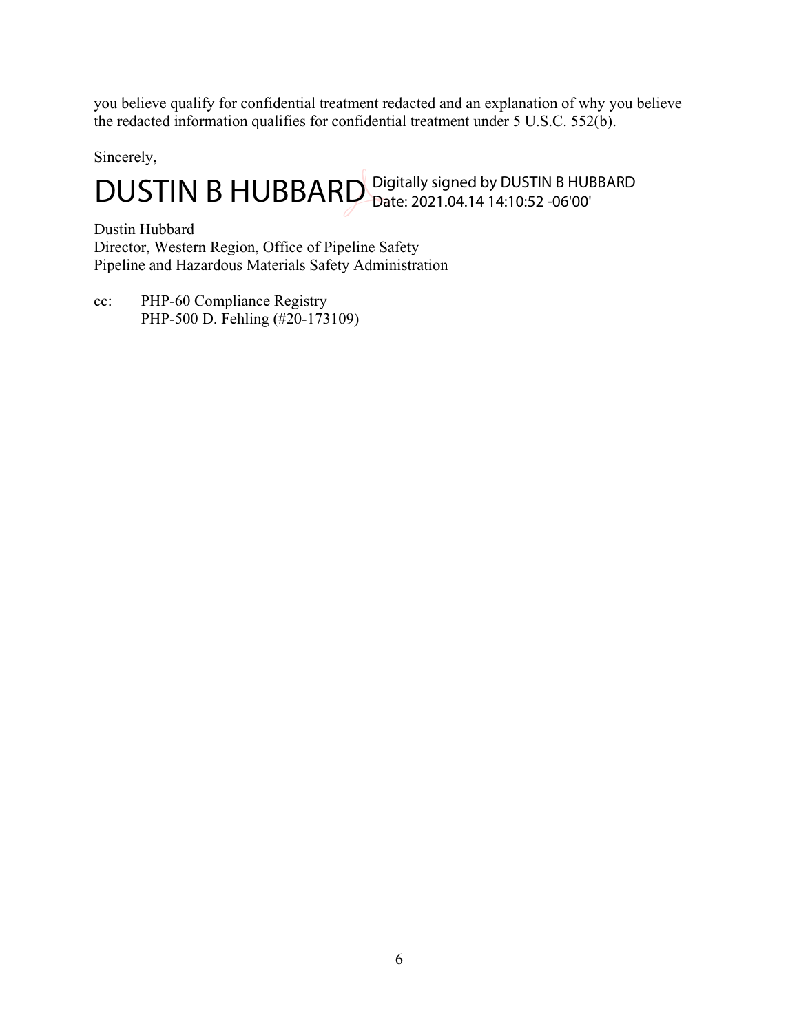you believe qualify for confidential treatment redacted and an explanation of why you believe the redacted information qualifies for confidential treatment under 5 U.S.C. 552(b).

Sincerely,

DUSTIN B HUBBARD Digitally signed by DUSTIN B HUBBARD
Date: 2021.04.14 14:10:52 -06'00'

Dustin Hubbard
Director, Western Region, Office of Pipeline Safety
Pipeline and Hazardous Materials Safety Administration

cc: PHP-60 Compliance Registry
PHP-500 D. Fehling (#20-173109)